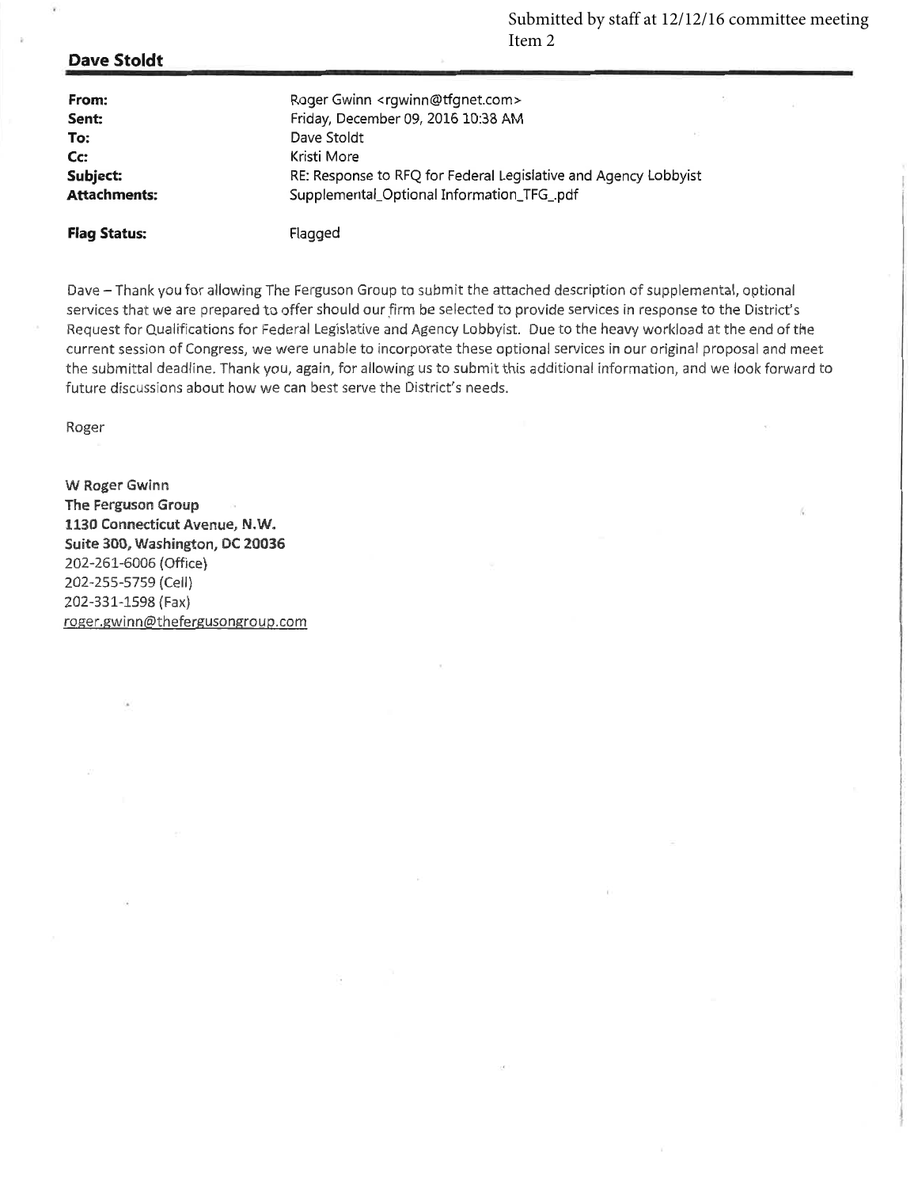Submitted by staff at 12/12/16 committee meeting
Item 2

**Dave Stoldt**

| | |
|---|---|
| **From:** | Roger Gwinn <rgwinn@tfgnet.com> |
| **Sent:** | Friday, December 09, 2016 10:38 AM |
| **To:** | Dave Stoldt |
| **Cc:** | Kristi More |
| **Subject:** | RE: Response to RFQ for Federal Legislative and Agency Lobbyist |
| **Attachments:** | Supplemental_Optional Information_TFG_.pdf |
| **Flag Status:** | Flagged |

Dave – Thank you for allowing The Ferguson Group to submit the attached description of supplemental, optional services that we are prepared to offer should our firm be selected to provide services in response to the District's Request for Qualifications for Federal Legislative and Agency Lobbyist. Due to the heavy workload at the end of the current session of Congress, we were unable to incorporate these optional services in our original proposal and meet the submittal deadline. Thank you, again, for allowing us to submit this additional information, and we look forward to future discussions about how we can best serve the District's needs.

Roger

**W Roger Gwinn**
**The Ferguson Group**
**1130 Connecticut Avenue, N.W.**
**Suite 300, Washington, DC 20036**
202-261-6006 (Office)
202-255-5759 (Cell)
202-331-1598 (Fax)
roger.gwinn@thefergusongroup.com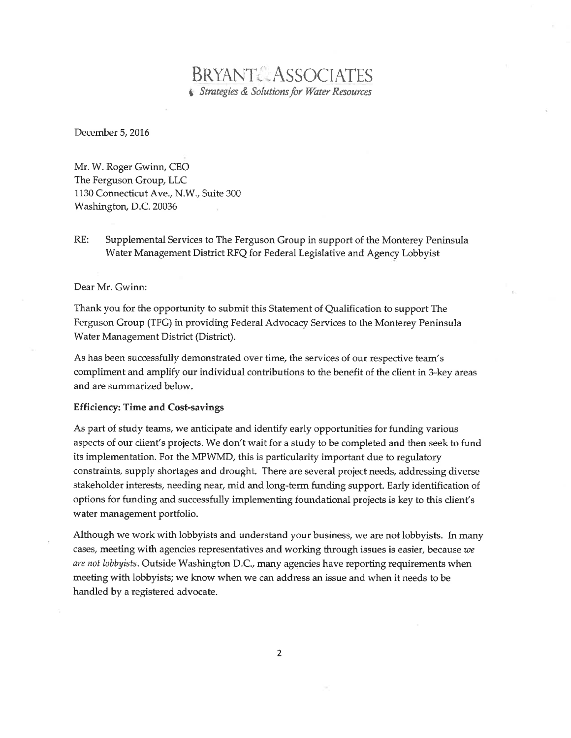# BRYANT ASSOCIATES

*Strategies & Solutions for Water Resources*

December 5, 2016

Mr. W. Roger Gwinn, CEO
The Ferguson Group, LLC
1130 Connecticut Ave., N.W., Suite 300
Washington, D.C. 20036

RE: Supplemental Services to The Ferguson Group in support of the Monterey Peninsula Water Management District RFQ for Federal Legislative and Agency Lobbyist

Dear Mr. Gwinn:

Thank you for the opportunity to submit this Statement of Qualification to support The Ferguson Group (TFG) in providing Federal Advocacy Services to the Monterey Peninsula Water Management District (District).

As has been successfully demonstrated over time, the services of our respective team's compliment and amplify our individual contributions to the benefit of the client in 3-key areas and are summarized below.

**Efficiency: Time and Cost-savings**

As part of study teams, we anticipate and identify early opportunities for funding various aspects of our client's projects. We don't wait for a study to be completed and then seek to fund its implementation. For the MPWMD, this is particularity important due to regulatory constraints, supply shortages and drought. There are several project needs, addressing diverse stakeholder interests, needing near, mid and long-term funding support. Early identification of options for funding and successfully implementing foundational projects is key to this client's water management portfolio.

Although we work with lobbyists and understand your business, we are not lobbyists. In many cases, meeting with agencies representatives and working through issues is easier, because *we are not lobbyists*. Outside Washington D.C., many agencies have reporting requirements when meeting with lobbyists; we know when we can address an issue and when it needs to be handled by a registered advocate.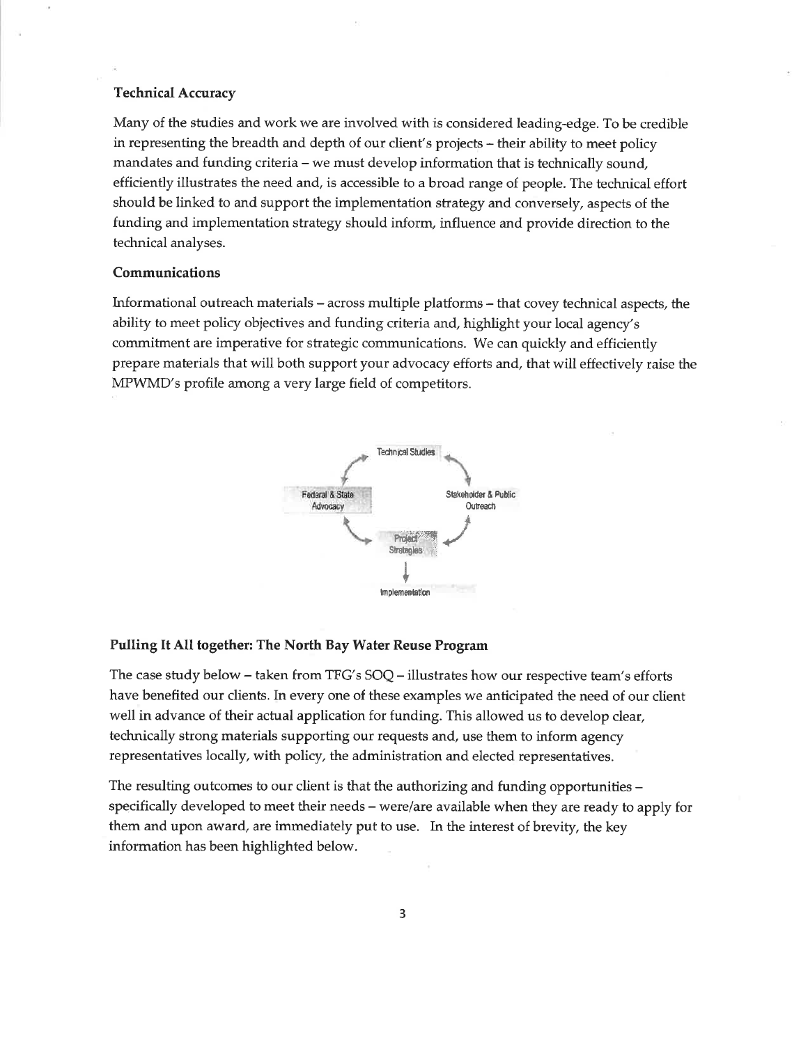### Technical Accuracy

Many of the studies and work we are involved with is considered leading-edge. To be credible in representing the breadth and depth of our client's projects – their ability to meet policy mandates and funding criteria – we must develop information that is technically sound, efficiently illustrates the need and, is accessible to a broad range of people. The technical effort should be linked to and support the implementation strategy and conversely, aspects of the funding and implementation strategy should inform, influence and provide direction to the technical analyses.

### Communications

Informational outreach materials – across multiple platforms – that covey technical aspects, the ability to meet policy objectives and funding criteria and, highlight your local agency's commitment are imperative for strategic communications. We can quickly and efficiently prepare materials that will both support your advocacy efforts and, that will effectively raise the MPWMD's profile among a very large field of competitors.

Technical Studies

Federal & State Advocacy

Stakeholder & Public Outreach

Project Strategies

Implementation

### Pulling It All together: The North Bay Water Reuse Program

The case study below – taken from TFG's SOQ – illustrates how our respective team's efforts have benefited our clients. In every one of these examples we anticipated the need of our client well in advance of their actual application for funding. This allowed us to develop clear, technically strong materials supporting our requests and, use them to inform agency representatives locally, with policy, the administration and elected representatives.

The resulting outcomes to our client is that the authorizing and funding opportunities – specifically developed to meet their needs – were/are available when they are ready to apply for them and upon award, are immediately put to use. In the interest of brevity, the key information has been highlighted below.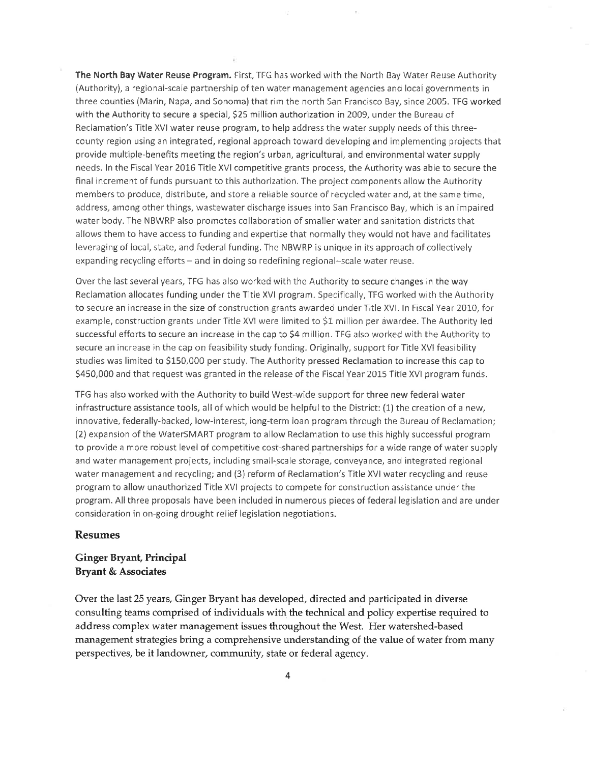**The North Bay Water Reuse Program.** First, TFG has worked with the North Bay Water Reuse Authority (Authority), a regional-scale partnership of ten water management agencies and local governments in three counties (Marin, Napa, and Sonoma) that rim the north San Francisco Bay, since 2005. TFG worked with the Authority to secure a special, $25 million authorization in 2009, under the Bureau of Reclamation's Title XVI water reuse program, to help address the water supply needs of this three-county region using an integrated, regional approach toward developing and implementing projects that provide multiple-benefits meeting the region's urban, agricultural, and environmental water supply needs. In the Fiscal Year 2016 Title XVI competitive grants process, the Authority was able to secure the final increment of funds pursuant to this authorization. The project components allow the Authority members to produce, distribute, and store a reliable source of recycled water and, at the same time, address, among other things, wastewater discharge issues into San Francisco Bay, which is an impaired water body. The NBWRP also promotes collaboration of smaller water and sanitation districts that allows them to have access to funding and expertise that normally they would not have and facilitates leveraging of local, state, and federal funding. The NBWRP is unique in its approach of collectively expanding recycling efforts – and in doing so redefining regional–scale water reuse.

Over the last several years, TFG has also worked with the Authority to secure changes in the way Reclamation allocates funding under the Title XVI program. Specifically, TFG worked with the Authority to secure an increase in the size of construction grants awarded under Title XVI. In Fiscal Year 2010, for example, construction grants under Title XVI were limited to $1 million per awardee. The Authority led successful efforts to secure an increase in the cap to $4 million. TFG also worked with the Authority to secure an increase in the cap on feasibility study funding. Originally, support for Title XVI feasibility studies was limited to $150,000 per study. The Authority pressed Reclamation to increase this cap to $450,000 and that request was granted in the release of the Fiscal Year 2015 Title XVI program funds.

TFG has also worked with the Authority to build West-wide support for three new federal water infrastructure assistance tools, all of which would be helpful to the District: (1) the creation of a new, innovative, federally-backed, low-interest, long-term loan program through the Bureau of Reclamation; (2) expansion of the WaterSMART program to allow Reclamation to use this highly successful program to provide a more robust level of competitive cost-shared partnerships for a wide range of water supply and water management projects, including small-scale storage, conveyance, and integrated regional water management and recycling; and (3) reform of Reclamation's Title XVI water recycling and reuse program to allow unauthorized Title XVI projects to compete for construction assistance under the program. All three proposals have been included in numerous pieces of federal legislation and are under consideration in on-going drought relief legislation negotiations.

## Resumes

### Ginger Bryant, Principal
### Bryant & Associates

Over the last 25 years, Ginger Bryant has developed, directed and participated in diverse consulting teams comprised of individuals with the technical and policy expertise required to address complex water management issues throughout the West. Her watershed-based management strategies bring a comprehensive understanding of the value of water from many perspectives, be it landowner, community, state or federal agency.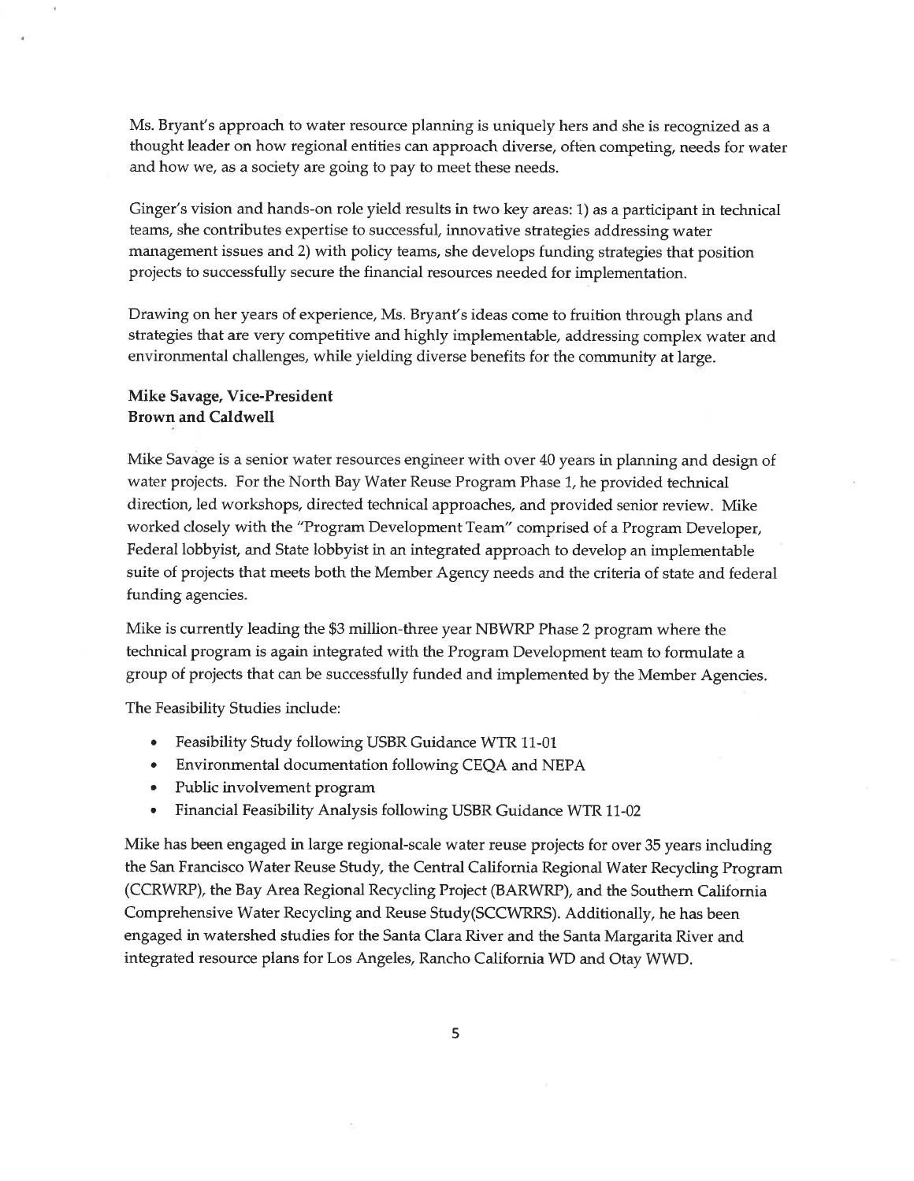Ms. Bryant's approach to water resource planning is uniquely hers and she is recognized as a thought leader on how regional entities can approach diverse, often competing, needs for water and how we, as a society are going to pay to meet these needs.

Ginger's vision and hands-on role yield results in two key areas: 1) as a participant in technical teams, she contributes expertise to successful, innovative strategies addressing water management issues and 2) with policy teams, she develops funding strategies that position projects to successfully secure the financial resources needed for implementation.

Drawing on her years of experience, Ms. Bryant's ideas come to fruition through plans and strategies that are very competitive and highly implementable, addressing complex water and environmental challenges, while yielding diverse benefits for the community at large.

**Mike Savage, Vice-President**
**Brown and Caldwell**

Mike Savage is a senior water resources engineer with over 40 years in planning and design of water projects. For the North Bay Water Reuse Program Phase 1, he provided technical direction, led workshops, directed technical approaches, and provided senior review. Mike worked closely with the "Program Development Team" comprised of a Program Developer, Federal lobbyist, and State lobbyist in an integrated approach to develop an implementable suite of projects that meets both the Member Agency needs and the criteria of state and federal funding agencies.

Mike is currently leading the $3 million-three year NBWRP Phase 2 program where the technical program is again integrated with the Program Development team to formulate a group of projects that can be successfully funded and implemented by the Member Agencies.

The Feasibility Studies include:

- Feasibility Study following USBR Guidance WTR 11-01
- Environmental documentation following CEQA and NEPA
- Public involvement program
- Financial Feasibility Analysis following USBR Guidance WTR 11-02

Mike has been engaged in large regional-scale water reuse projects for over 35 years including the San Francisco Water Reuse Study, the Central California Regional Water Recycling Program (CCRWRP), the Bay Area Regional Recycling Project (BARWRP), and the Southern California Comprehensive Water Recycling and Reuse Study(SCCWRRS). Additionally, he has been engaged in watershed studies for the Santa Clara River and the Santa Margarita River and integrated resource plans for Los Angeles, Rancho California WD and Otay WWD.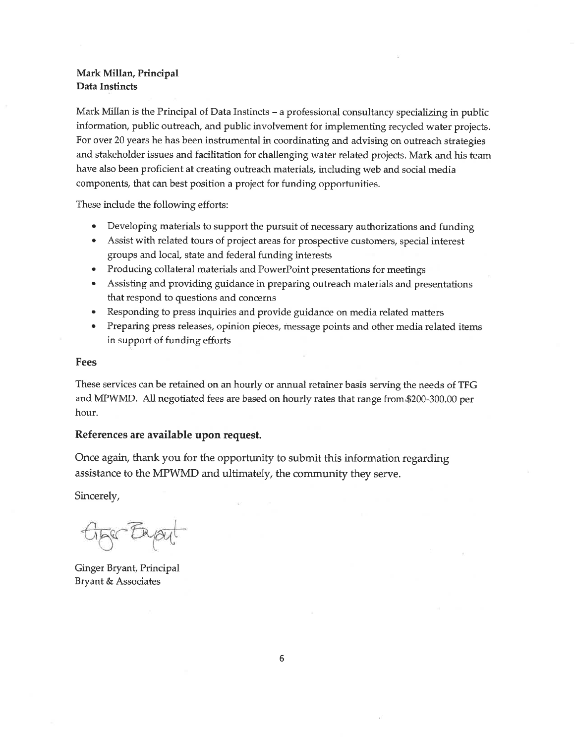**Mark Millan, Principal**
**Data Instincts**

Mark Millan is the Principal of Data Instincts – a professional consultancy specializing in public information, public outreach, and public involvement for implementing recycled water projects. For over 20 years he has been instrumental in coordinating and advising on outreach strategies and stakeholder issues and facilitation for challenging water related projects. Mark and his team have also been proficient at creating outreach materials, including web and social media components, that can best position a project for funding opportunities.

These include the following efforts:

- Developing materials to support the pursuit of necessary authorizations and funding
- Assist with related tours of project areas for prospective customers, special interest groups and local, state and federal funding interests
- Producing collateral materials and PowerPoint presentations for meetings
- Assisting and providing guidance in preparing outreach materials and presentations that respond to questions and concerns
- Responding to press inquiries and provide guidance on media related matters
- Preparing press releases, opinion pieces, message points and other media related items in support of funding efforts

## Fees

These services can be retained on an hourly or annual retainer basis serving the needs of TFG and MPWMD. All negotiated fees are based on hourly rates that range from $200-300.00 per hour.

**References are available upon request.**

Once again, thank you for the opportunity to submit this information regarding assistance to the MPWMD and ultimately, the community they serve.

Sincerely,

Ginger Bryant, Principal
Bryant & Associates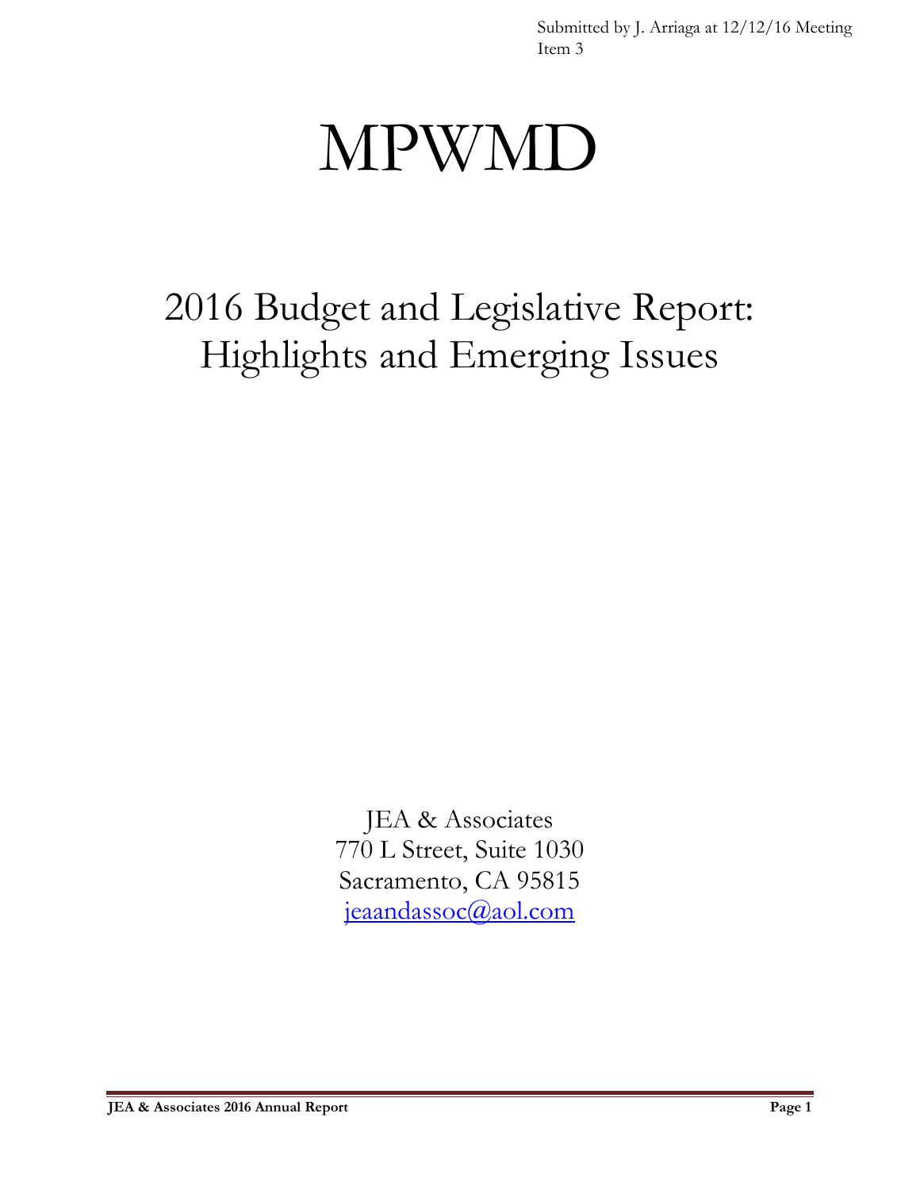Submitted by J. Arriaga at 12/12/16 Meeting
Item 3

# MPWMD

## 2016 Budget and Legislative Report: Highlights and Emerging Issues

JEA & Associates
770 L Street, Suite 1030
Sacramento, CA 95815
jeaandassoc@aol.com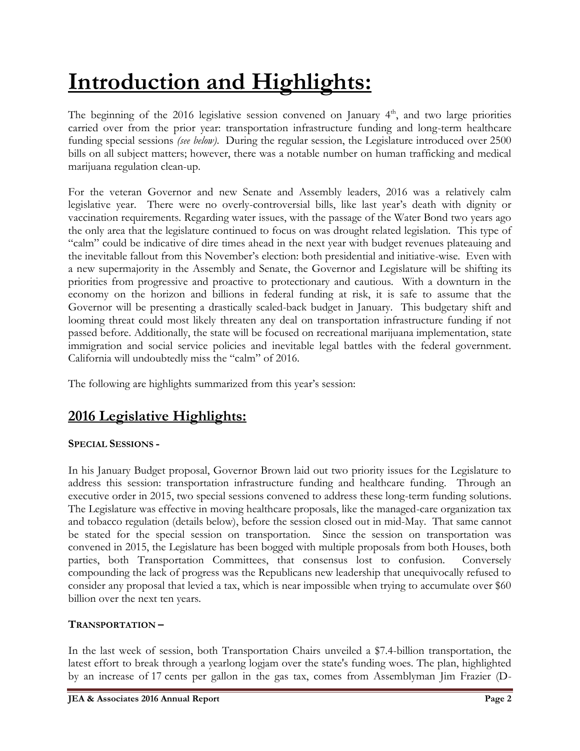# Introduction and Highlights:

The beginning of the 2016 legislative session convened on January 4th, and two large priorities carried over from the prior year: transportation infrastructure funding and long-term healthcare funding special sessions *(see below)*. During the regular session, the Legislature introduced over 2500 bills on all subject matters; however, there was a notable number on human trafficking and medical marijuana regulation clean-up.

For the veteran Governor and new Senate and Assembly leaders, 2016 was a relatively calm legislative year. There were no overly-controversial bills, like last year's death with dignity or vaccination requirements. Regarding water issues, with the passage of the Water Bond two years ago the only area that the legislature continued to focus on was drought related legislation. This type of "calm" could be indicative of dire times ahead in the next year with budget revenues plateauing and the inevitable fallout from this November's election: both presidential and initiative-wise. Even with a new supermajority in the Assembly and Senate, the Governor and Legislature will be shifting its priorities from progressive and proactive to protectionary and cautious. With a downturn in the economy on the horizon and billions in federal funding at risk, it is safe to assume that the Governor will be presenting a drastically scaled-back budget in January. This budgetary shift and looming threat could most likely threaten any deal on transportation infrastructure funding if not passed before. Additionally, the state will be focused on recreational marijuana implementation, state immigration and social service policies and inevitable legal battles with the federal government. California will undoubtedly miss the "calm" of 2016.

The following are highlights summarized from this year's session:

## 2016 Legislative Highlights:

**SPECIAL SESSIONS -**

In his January Budget proposal, Governor Brown laid out two priority issues for the Legislature to address this session: transportation infrastructure funding and healthcare funding. Through an executive order in 2015, two special sessions convened to address these long-term funding solutions. The Legislature was effective in moving healthcare proposals, like the managed-care organization tax and tobacco regulation (details below), before the session closed out in mid-May. That same cannot be stated for the special session on transportation. Since the session on transportation was convened in 2015, the Legislature has been bogged with multiple proposals from both Houses, both parties, both Transportation Committees, that consensus lost to confusion. Conversely compounding the lack of progress was the Republicans new leadership that unequivocally refused to consider any proposal that levied a tax, which is near impossible when trying to accumulate over $60 billion over the next ten years.

**TRANSPORTATION –**

In the last week of session, both Transportation Chairs unveiled a $7.4-billion transportation, the latest effort to break through a yearlong logjam over the state's funding woes. The plan, highlighted by an increase of 17 cents per gallon in the gas tax, comes from Assemblyman Jim Frazier (D-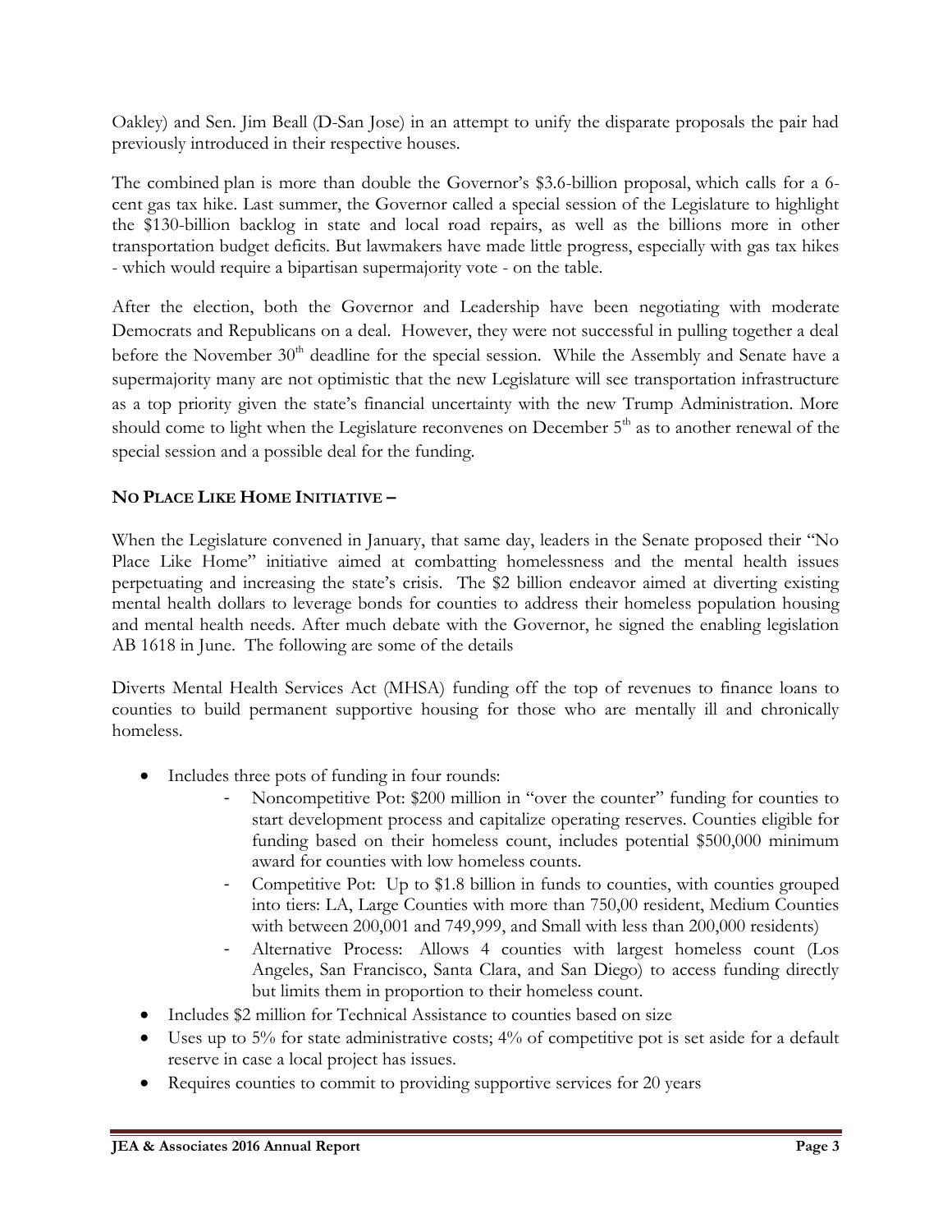Oakley) and Sen. Jim Beall (D-San Jose) in an attempt to unify the disparate proposals the pair had previously introduced in their respective houses.

The combined plan is more than double the Governor's $3.6-billion proposal, which calls for a 6-cent gas tax hike. Last summer, the Governor called a special session of the Legislature to highlight the $130-billion backlog in state and local road repairs, as well as the billions more in other transportation budget deficits. But lawmakers have made little progress, especially with gas tax hikes - which would require a bipartisan supermajority vote - on the table.

After the election, both the Governor and Leadership have been negotiating with moderate Democrats and Republicans on a deal. However, they were not successful in pulling together a deal before the November 30th deadline for the special session. While the Assembly and Senate have a supermajority many are not optimistic that the new Legislature will see transportation infrastructure as a top priority given the state's financial uncertainty with the new Trump Administration. More should come to light when the Legislature reconvenes on December 5th as to another renewal of the special session and a possible deal for the funding.

**NO PLACE LIKE HOME INITIATIVE –**

When the Legislature convened in January, that same day, leaders in the Senate proposed their "No Place Like Home" initiative aimed at combatting homelessness and the mental health issues perpetuating and increasing the state's crisis. The $2 billion endeavor aimed at diverting existing mental health dollars to leverage bonds for counties to address their homeless population housing and mental health needs. After much debate with the Governor, he signed the enabling legislation AB 1618 in June. The following are some of the details

Diverts Mental Health Services Act (MHSA) funding off the top of revenues to finance loans to counties to build permanent supportive housing for those who are mentally ill and chronically homeless.

- Includes three pots of funding in four rounds:
  - Noncompetitive Pot: $200 million in "over the counter" funding for counties to start development process and capitalize operating reserves. Counties eligible for funding based on their homeless count, includes potential $500,000 minimum award for counties with low homeless counts.
  - Competitive Pot: Up to $1.8 billion in funds to counties, with counties grouped into tiers: LA, Large Counties with more than 750,00 resident, Medium Counties with between 200,001 and 749,999, and Small with less than 200,000 residents)
  - Alternative Process: Allows 4 counties with largest homeless count (Los Angeles, San Francisco, Santa Clara, and San Diego) to access funding directly but limits them in proportion to their homeless count.
- Includes $2 million for Technical Assistance to counties based on size
- Uses up to 5% for state administrative costs; 4% of competitive pot is set aside for a default reserve in case a local project has issues.
- Requires counties to commit to providing supportive services for 20 years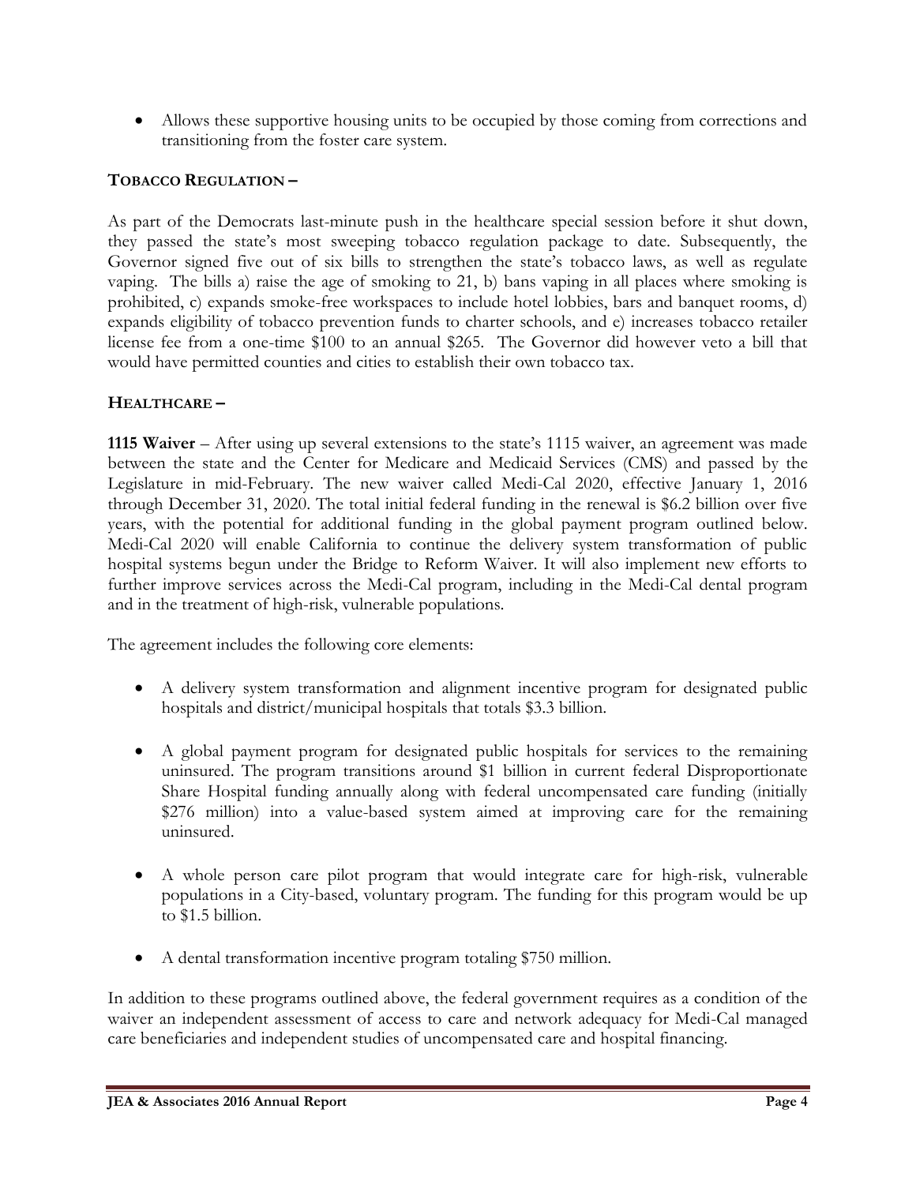- Allows these supportive housing units to be occupied by those coming from corrections and transitioning from the foster care system.

**TOBACCO REGULATION –**

As part of the Democrats last-minute push in the healthcare special session before it shut down, they passed the state's most sweeping tobacco regulation package to date. Subsequently, the Governor signed five out of six bills to strengthen the state's tobacco laws, as well as regulate vaping. The bills a) raise the age of smoking to 21, b) bans vaping in all places where smoking is prohibited, c) expands smoke-free workspaces to include hotel lobbies, bars and banquet rooms, d) expands eligibility of tobacco prevention funds to charter schools, and e) increases tobacco retailer license fee from a one-time $100 to an annual $265. The Governor did however veto a bill that would have permitted counties and cities to establish their own tobacco tax.

**HEALTHCARE –**

**1115 Waiver** – After using up several extensions to the state's 1115 waiver, an agreement was made between the state and the Center for Medicare and Medicaid Services (CMS) and passed by the Legislature in mid-February. The new waiver called Medi-Cal 2020, effective January 1, 2016 through December 31, 2020. The total initial federal funding in the renewal is $6.2 billion over five years, with the potential for additional funding in the global payment program outlined below. Medi-Cal 2020 will enable California to continue the delivery system transformation of public hospital systems begun under the Bridge to Reform Waiver. It will also implement new efforts to further improve services across the Medi-Cal program, including in the Medi-Cal dental program and in the treatment of high-risk, vulnerable populations.

The agreement includes the following core elements:

- A delivery system transformation and alignment incentive program for designated public hospitals and district/municipal hospitals that totals $3.3 billion.

- A global payment program for designated public hospitals for services to the remaining uninsured. The program transitions around $1 billion in current federal Disproportionate Share Hospital funding annually along with federal uncompensated care funding (initially $276 million) into a value-based system aimed at improving care for the remaining uninsured.

- A whole person care pilot program that would integrate care for high-risk, vulnerable populations in a City-based, voluntary program. The funding for this program would be up to $1.5 billion.

- A dental transformation incentive program totaling $750 million.

In addition to these programs outlined above, the federal government requires as a condition of the waiver an independent assessment of access to care and network adequacy for Medi-Cal managed care beneficiaries and independent studies of uncompensated care and hospital financing.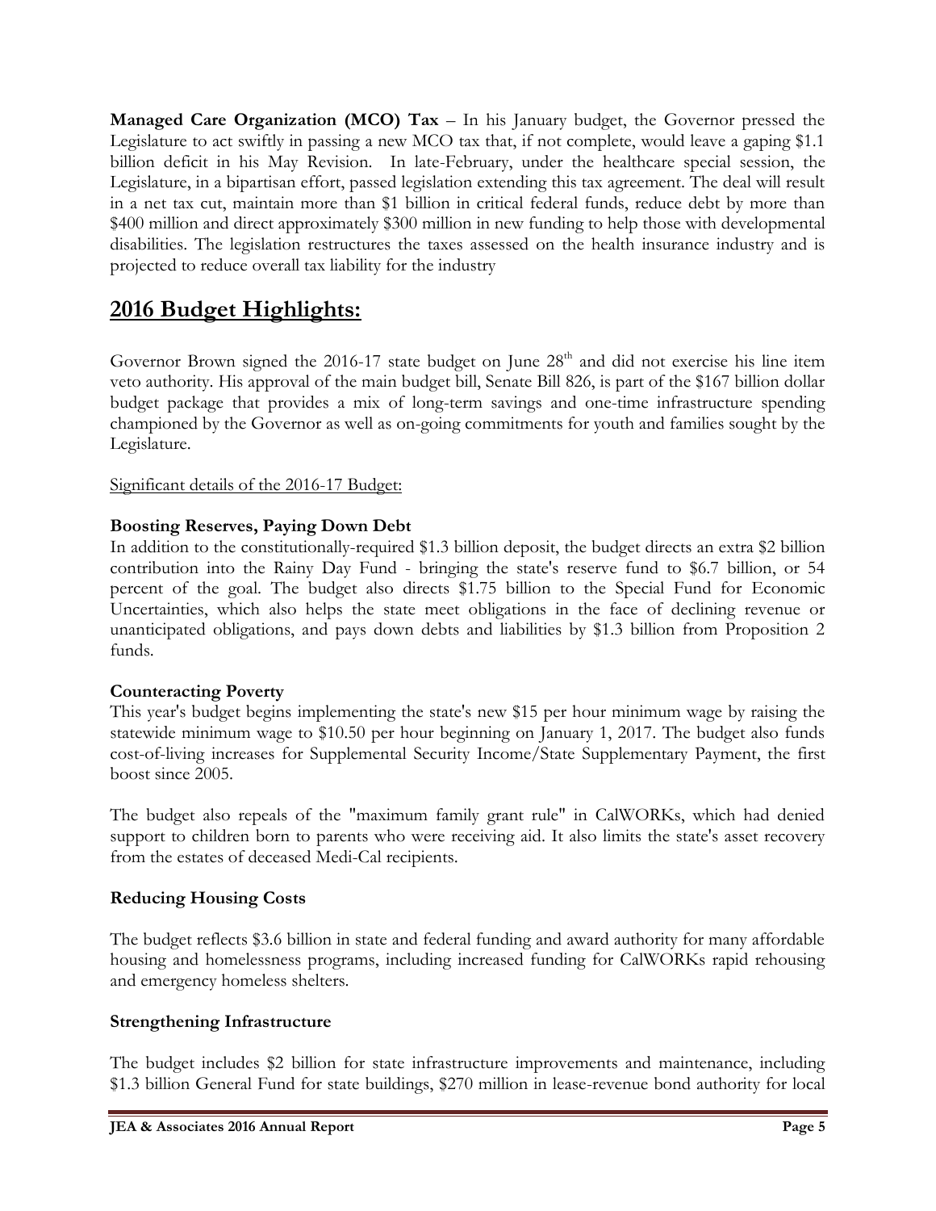**Managed Care Organization (MCO) Tax** – In his January budget, the Governor pressed the Legislature to act swiftly in passing a new MCO tax that, if not complete, would leave a gaping $1.1 billion deficit in his May Revision. In late-February, under the healthcare special session, the Legislature, in a bipartisan effort, passed legislation extending this tax agreement. The deal will result in a net tax cut, maintain more than $1 billion in critical federal funds, reduce debt by more than $400 million and direct approximately $300 million in new funding to help those with developmental disabilities. The legislation restructures the taxes assessed on the health insurance industry and is projected to reduce overall tax liability for the industry

## 2016 Budget Highlights:

Governor Brown signed the 2016-17 state budget on June 28th and did not exercise his line item veto authority. His approval of the main budget bill, Senate Bill 826, is part of the $167 billion dollar budget package that provides a mix of long-term savings and one-time infrastructure spending championed by the Governor as well as on-going commitments for youth and families sought by the Legislature.

Significant details of the 2016-17 Budget:

**Boosting Reserves, Paying Down Debt**

In addition to the constitutionally-required $1.3 billion deposit, the budget directs an extra $2 billion contribution into the Rainy Day Fund - bringing the state's reserve fund to $6.7 billion, or 54 percent of the goal. The budget also directs $1.75 billion to the Special Fund for Economic Uncertainties, which also helps the state meet obligations in the face of declining revenue or unanticipated obligations, and pays down debts and liabilities by $1.3 billion from Proposition 2 funds.

**Counteracting Poverty**

This year's budget begins implementing the state's new $15 per hour minimum wage by raising the statewide minimum wage to $10.50 per hour beginning on January 1, 2017. The budget also funds cost-of-living increases for Supplemental Security Income/State Supplementary Payment, the first boost since 2005.

The budget also repeals of the "maximum family grant rule" in CalWORKs, which had denied support to children born to parents who were receiving aid. It also limits the state's asset recovery from the estates of deceased Medi-Cal recipients.

**Reducing Housing Costs**

The budget reflects $3.6 billion in state and federal funding and award authority for many affordable housing and homelessness programs, including increased funding for CalWORKs rapid rehousing and emergency homeless shelters.

**Strengthening Infrastructure**

The budget includes $2 billion for state infrastructure improvements and maintenance, including $1.3 billion General Fund for state buildings, $270 million in lease-revenue bond authority for local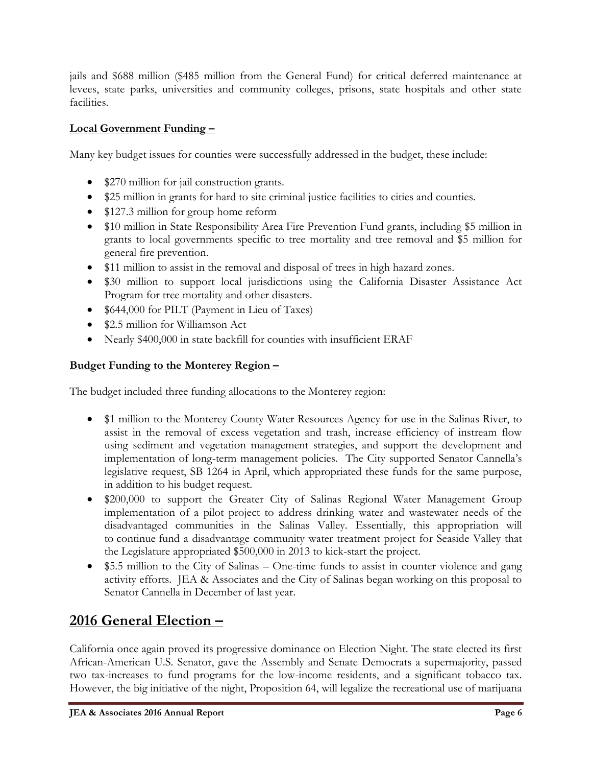jails and $688 million ($485 million from the General Fund) for critical deferred maintenance at levees, state parks, universities and community colleges, prisons, state hospitals and other state facilities.

**Local Government Funding –**

Many key budget issues for counties were successfully addressed in the budget, these include:

- $270 million for jail construction grants.
- $25 million in grants for hard to site criminal justice facilities to cities and counties.
- $127.3 million for group home reform
- $10 million in State Responsibility Area Fire Prevention Fund grants, including $5 million in grants to local governments specific to tree mortality and tree removal and $5 million for general fire prevention.
- $11 million to assist in the removal and disposal of trees in high hazard zones.
- $30 million to support local jurisdictions using the California Disaster Assistance Act Program for tree mortality and other disasters.
- $644,000 for PILT (Payment in Lieu of Taxes)
- $2.5 million for Williamson Act
- Nearly $400,000 in state backfill for counties with insufficient ERAF

**Budget Funding to the Monterey Region –**

The budget included three funding allocations to the Monterey region:

- $1 million to the Monterey County Water Resources Agency for use in the Salinas River, to assist in the removal of excess vegetation and trash, increase efficiency of instream flow using sediment and vegetation management strategies, and support the development and implementation of long-term management policies. The City supported Senator Cannella's legislative request, SB 1264 in April, which appropriated these funds for the same purpose, in addition to his budget request.
- $200,000 to support the Greater City of Salinas Regional Water Management Group implementation of a pilot project to address drinking water and wastewater needs of the disadvantaged communities in the Salinas Valley. Essentially, this appropriation will to continue fund a disadvantage community water treatment project for Seaside Valley that the Legislature appropriated $500,000 in 2013 to kick-start the project.
- $5.5 million to the City of Salinas – One-time funds to assist in counter violence and gang activity efforts. JEA & Associates and the City of Salinas began working on this proposal to Senator Cannella in December of last year.

## 2016 General Election –

California once again proved its progressive dominance on Election Night. The state elected its first African-American U.S. Senator, gave the Assembly and Senate Democrats a supermajority, passed two tax-increases to fund programs for the low-income residents, and a significant tobacco tax. However, the big initiative of the night, Proposition 64, will legalize the recreational use of marijuana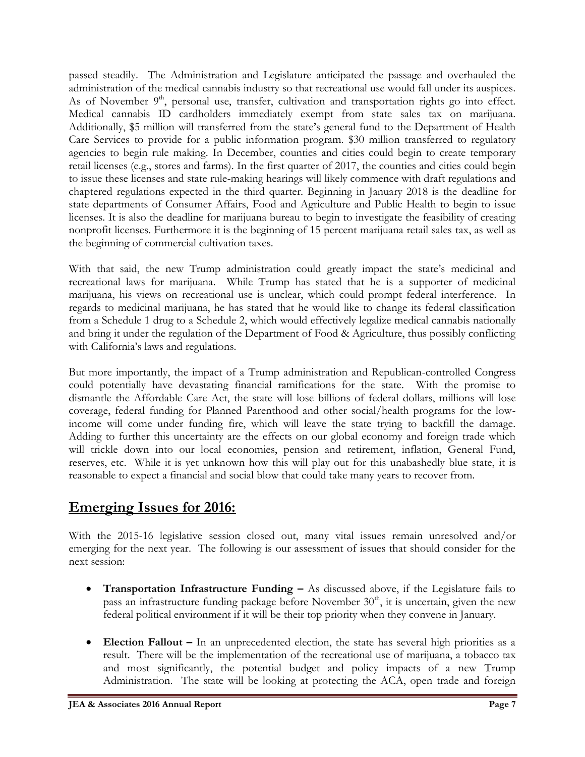passed steadily. The Administration and Legislature anticipated the passage and overhauled the administration of the medical cannabis industry so that recreational use would fall under its auspices. As of November 9th, personal use, transfer, cultivation and transportation rights go into effect. Medical cannabis ID cardholders immediately exempt from state sales tax on marijuana. Additionally, $5 million will transferred from the state's general fund to the Department of Health Care Services to provide for a public information program. $30 million transferred to regulatory agencies to begin rule making. In December, counties and cities could begin to create temporary retail licenses (e.g., stores and farms). In the first quarter of 2017, the counties and cities could begin to issue these licenses and state rule-making hearings will likely commence with draft regulations and chaptered regulations expected in the third quarter. Beginning in January 2018 is the deadline for state departments of Consumer Affairs, Food and Agriculture and Public Health to begin to issue licenses. It is also the deadline for marijuana bureau to begin to investigate the feasibility of creating nonprofit licenses. Furthermore it is the beginning of 15 percent marijuana retail sales tax, as well as the beginning of commercial cultivation taxes.

With that said, the new Trump administration could greatly impact the state's medicinal and recreational laws for marijuana. While Trump has stated that he is a supporter of medicinal marijuana, his views on recreational use is unclear, which could prompt federal interference. In regards to medicinal marijuana, he has stated that he would like to change its federal classification from a Schedule 1 drug to a Schedule 2, which would effectively legalize medical cannabis nationally and bring it under the regulation of the Department of Food & Agriculture, thus possibly conflicting with California's laws and regulations.

But more importantly, the impact of a Trump administration and Republican-controlled Congress could potentially have devastating financial ramifications for the state. With the promise to dismantle the Affordable Care Act, the state will lose billions of federal dollars, millions will lose coverage, federal funding for Planned Parenthood and other social/health programs for the low-income will come under funding fire, which will leave the state trying to backfill the damage. Adding to further this uncertainty are the effects on our global economy and foreign trade which will trickle down into our local economies, pension and retirement, inflation, General Fund, reserves, etc. While it is yet unknown how this will play out for this unabashedly blue state, it is reasonable to expect a financial and social blow that could take many years to recover from.

## Emerging Issues for 2016:

With the 2015-16 legislative session closed out, many vital issues remain unresolved and/or emerging for the next year. The following is our assessment of issues that should consider for the next session:

- **Transportation Infrastructure Funding –** As discussed above, if the Legislature fails to pass an infrastructure funding package before November 30th, it is uncertain, given the new federal political environment if it will be their top priority when they convene in January.
- **Election Fallout –** In an unprecedented election, the state has several high priorities as a result. There will be the implementation of the recreational use of marijuana, a tobacco tax and most significantly, the potential budget and policy impacts of a new Trump Administration. The state will be looking at protecting the ACA, open trade and foreign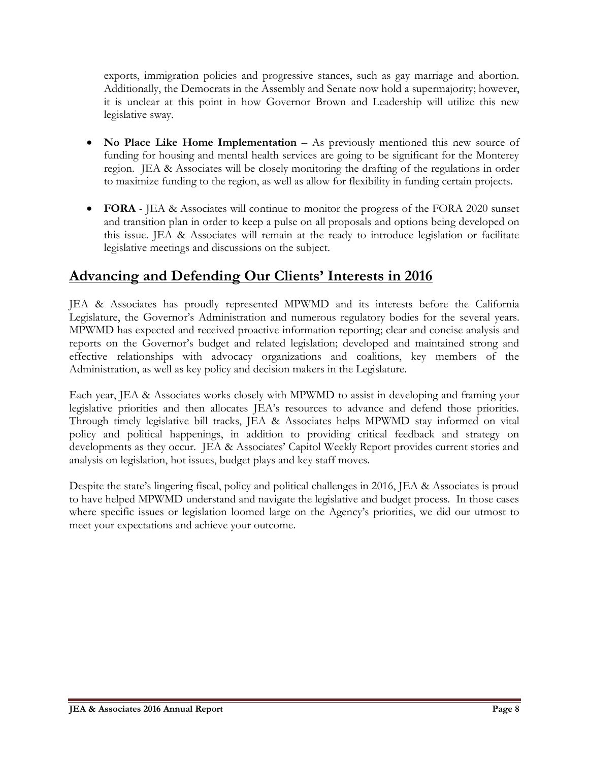exports, immigration policies and progressive stances, such as gay marriage and abortion. Additionally, the Democrats in the Assembly and Senate now hold a supermajority; however, it is unclear at this point in how Governor Brown and Leadership will utilize this new legislative sway.

- **No Place Like Home Implementation** – As previously mentioned this new source of funding for housing and mental health services are going to be significant for the Monterey region. JEA & Associates will be closely monitoring the drafting of the regulations in order to maximize funding to the region, as well as allow for flexibility in funding certain projects.

- **FORA** - JEA & Associates will continue to monitor the progress of the FORA 2020 sunset and transition plan in order to keep a pulse on all proposals and options being developed on this issue. JEA & Associates will remain at the ready to introduce legislation or facilitate legislative meetings and discussions on the subject.

## Advancing and Defending Our Clients' Interests in 2016

JEA & Associates has proudly represented MPWMD and its interests before the California Legislature, the Governor's Administration and numerous regulatory bodies for the several years. MPWMD has expected and received proactive information reporting; clear and concise analysis and reports on the Governor's budget and related legislation; developed and maintained strong and effective relationships with advocacy organizations and coalitions, key members of the Administration, as well as key policy and decision makers in the Legislature.

Each year, JEA & Associates works closely with MPWMD to assist in developing and framing your legislative priorities and then allocates JEA's resources to advance and defend those priorities. Through timely legislative bill tracks, JEA & Associates helps MPWMD stay informed on vital policy and political happenings, in addition to providing critical feedback and strategy on developments as they occur. JEA & Associates' Capitol Weekly Report provides current stories and analysis on legislation, hot issues, budget plays and key staff moves.

Despite the state's lingering fiscal, policy and political challenges in 2016, JEA & Associates is proud to have helped MPWMD understand and navigate the legislative and budget process. In those cases where specific issues or legislation loomed large on the Agency's priorities, we did our utmost to meet your expectations and achieve your outcome.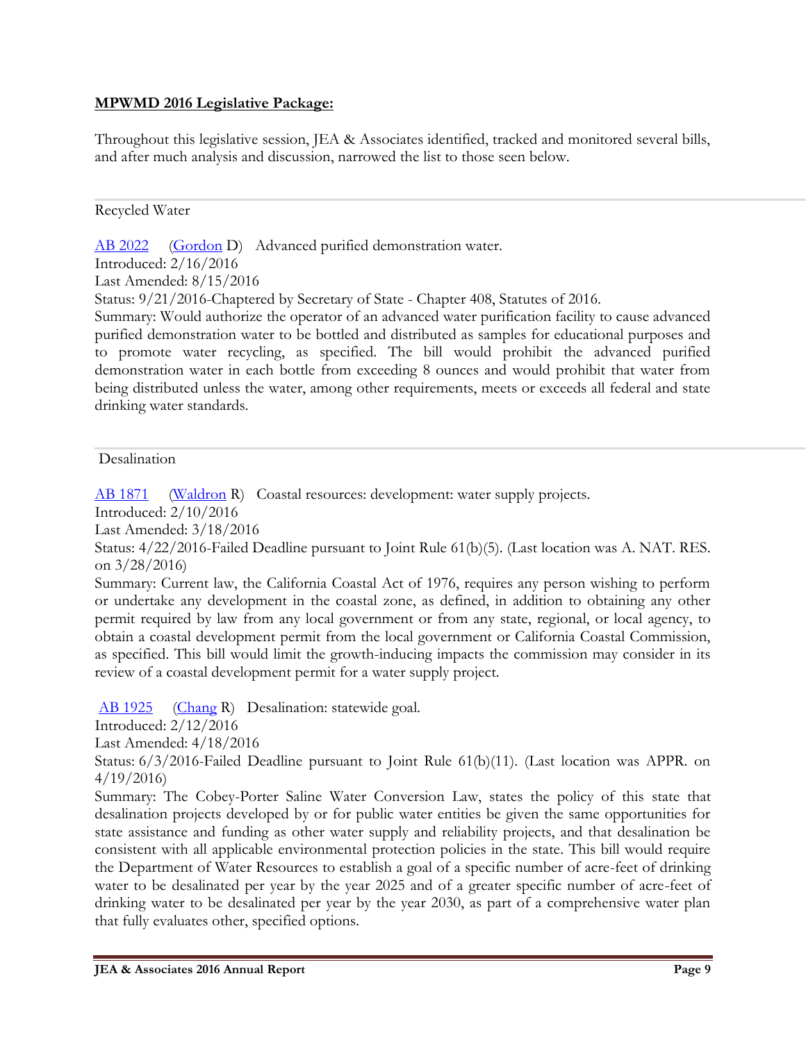**MPWMD 2016 Legislative Package:**

Throughout this legislative session, JEA & Associates identified, tracked and monitored several bills, and after much analysis and discussion, narrowed the list to those seen below.

---

Recycled Water

AB 2022 (Gordon D) Advanced purified demonstration water.
Introduced: 2/16/2016
Last Amended: 8/15/2016
Status: 9/21/2016-Chaptered by Secretary of State - Chapter 408, Statutes of 2016.
Summary: Would authorize the operator of an advanced water purification facility to cause advanced purified demonstration water to be bottled and distributed as samples for educational purposes and to promote water recycling, as specified. The bill would prohibit the advanced purified demonstration water in each bottle from exceeding 8 ounces and would prohibit that water from being distributed unless the water, among other requirements, meets or exceeds all federal and state drinking water standards.

---

Desalination

AB 1871 (Waldron R) Coastal resources: development: water supply projects.
Introduced: 2/10/2016
Last Amended: 3/18/2016
Status: 4/22/2016-Failed Deadline pursuant to Joint Rule 61(b)(5). (Last location was A. NAT. RES. on 3/28/2016)
Summary: Current law, the California Coastal Act of 1976, requires any person wishing to perform or undertake any development in the coastal zone, as defined, in addition to obtaining any other permit required by law from any local government or from any state, regional, or local agency, to obtain a coastal development permit from the local government or California Coastal Commission, as specified. This bill would limit the growth-inducing impacts the commission may consider in its review of a coastal development permit for a water supply project.

AB 1925 (Chang R) Desalination: statewide goal.
Introduced: 2/12/2016
Last Amended: 4/18/2016
Status: 6/3/2016-Failed Deadline pursuant to Joint Rule 61(b)(11). (Last location was APPR. on 4/19/2016)
Summary: The Cobey-Porter Saline Water Conversion Law, states the policy of this state that desalination projects developed by or for public water entities be given the same opportunities for state assistance and funding as other water supply and reliability projects, and that desalination be consistent with all applicable environmental protection policies in the state. This bill would require the Department of Water Resources to establish a goal of a specific number of acre-feet of drinking water to be desalinated per year by the year 2025 and of a greater specific number of acre-feet of drinking water to be desalinated per year by the year 2030, as part of a comprehensive water plan that fully evaluates other, specified options.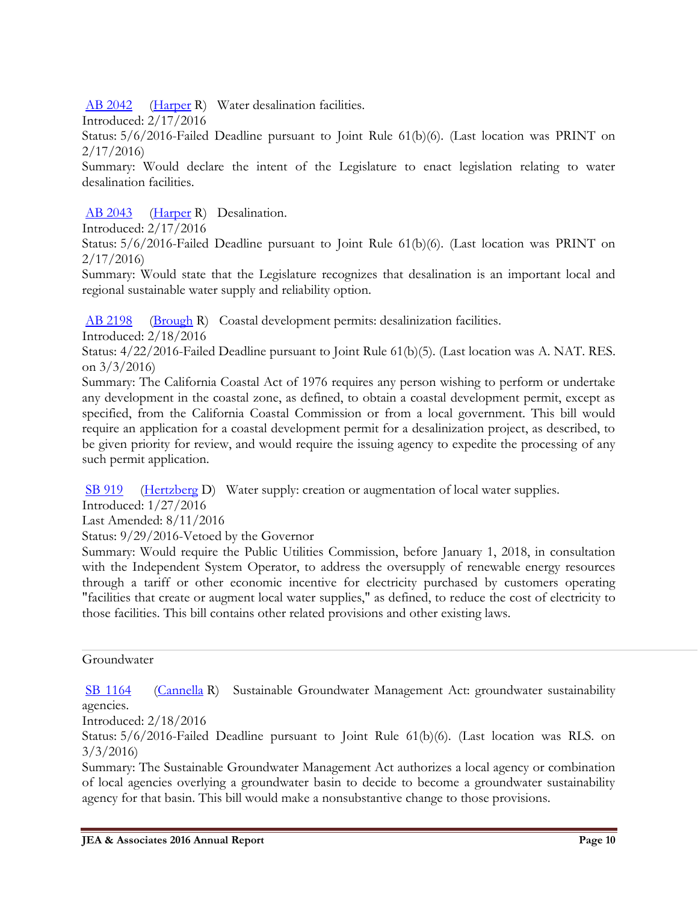AB 2042 (Harper R) Water desalination facilities.
Introduced: 2/17/2016
Status: 5/6/2016-Failed Deadline pursuant to Joint Rule 61(b)(6). (Last location was PRINT on 2/17/2016)
Summary: Would declare the intent of the Legislature to enact legislation relating to water desalination facilities.

AB 2043 (Harper R) Desalination.
Introduced: 2/17/2016
Status: 5/6/2016-Failed Deadline pursuant to Joint Rule 61(b)(6). (Last location was PRINT on 2/17/2016)
Summary: Would state that the Legislature recognizes that desalination is an important local and regional sustainable water supply and reliability option.

AB 2198 (Brough R) Coastal development permits: desalinization facilities.
Introduced: 2/18/2016
Status: 4/22/2016-Failed Deadline pursuant to Joint Rule 61(b)(5). (Last location was A. NAT. RES. on 3/3/2016)
Summary: The California Coastal Act of 1976 requires any person wishing to perform or undertake any development in the coastal zone, as defined, to obtain a coastal development permit, except as specified, from the California Coastal Commission or from a local government. This bill would require an application for a coastal development permit for a desalinization project, as described, to be given priority for review, and would require the issuing agency to expedite the processing of any such permit application.

SB 919 (Hertzberg D) Water supply: creation or augmentation of local water supplies.
Introduced: 1/27/2016
Last Amended: 8/11/2016
Status: 9/29/2016-Vetoed by the Governor
Summary: Would require the Public Utilities Commission, before January 1, 2018, in consultation with the Independent System Operator, to address the oversupply of renewable energy resources through a tariff or other economic incentive for electricity purchased by customers operating "facilities that create or augment local water supplies," as defined, to reduce the cost of electricity to those facilities. This bill contains other related provisions and other existing laws.

---

Groundwater

SB 1164 (Cannella R) Sustainable Groundwater Management Act: groundwater sustainability agencies.
Introduced: 2/18/2016
Status: 5/6/2016-Failed Deadline pursuant to Joint Rule 61(b)(6). (Last location was RLS. on 3/3/2016)
Summary: The Sustainable Groundwater Management Act authorizes a local agency or combination of local agencies overlying a groundwater basin to decide to become a groundwater sustainability agency for that basin. This bill would make a nonsubstantive change to those provisions.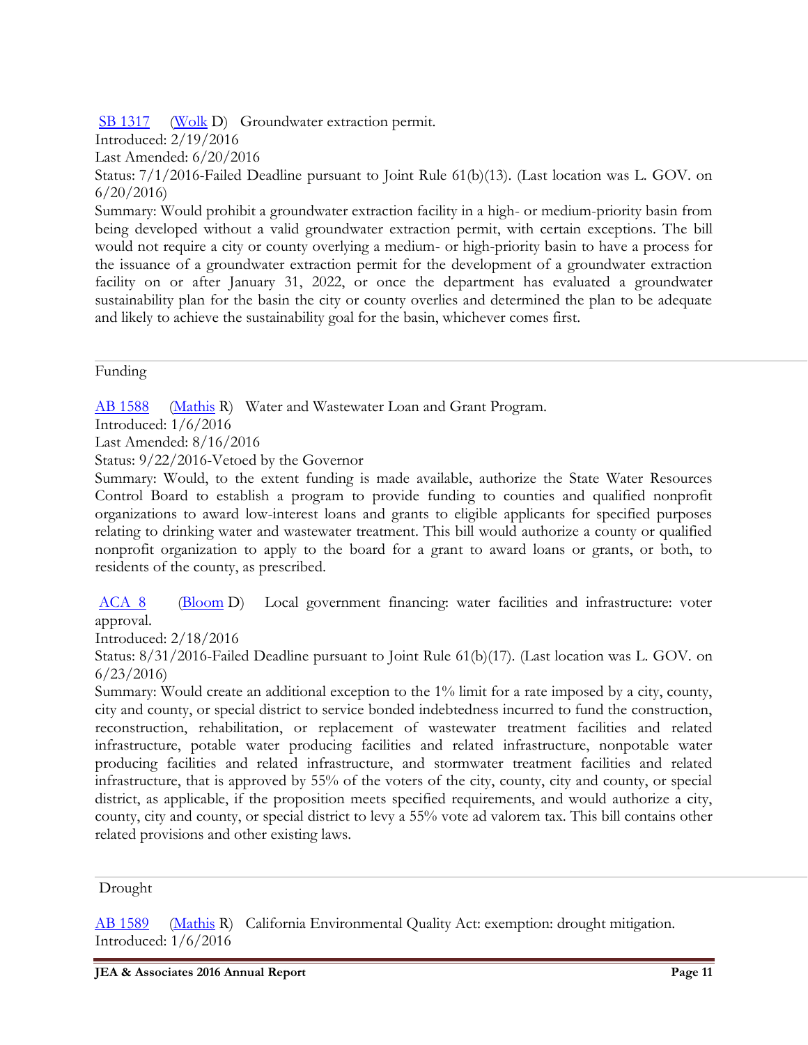SB 1317 (Wolk D) Groundwater extraction permit.
Introduced: 2/19/2016
Last Amended: 6/20/2016
Status: 7/1/2016-Failed Deadline pursuant to Joint Rule 61(b)(13). (Last location was L. GOV. on 6/20/2016)
Summary: Would prohibit a groundwater extraction facility in a high- or medium-priority basin from being developed without a valid groundwater extraction permit, with certain exceptions. The bill would not require a city or county overlying a medium- or high-priority basin to have a process for the issuance of a groundwater extraction permit for the development of a groundwater extraction facility on or after January 31, 2022, or once the department has evaluated a groundwater sustainability plan for the basin the city or county overlies and determined the plan to be adequate and likely to achieve the sustainability goal for the basin, whichever comes first.

---

Funding

AB 1588 (Mathis R) Water and Wastewater Loan and Grant Program.
Introduced: 1/6/2016
Last Amended: 8/16/2016
Status: 9/22/2016-Vetoed by the Governor
Summary: Would, to the extent funding is made available, authorize the State Water Resources Control Board to establish a program to provide funding to counties and qualified nonprofit organizations to award low-interest loans and grants to eligible applicants for specified purposes relating to drinking water and wastewater treatment. This bill would authorize a county or qualified nonprofit organization to apply to the board for a grant to award loans or grants, or both, to residents of the county, as prescribed.

ACA 8 (Bloom D) Local government financing: water facilities and infrastructure: voter approval.
Introduced: 2/18/2016
Status: 8/31/2016-Failed Deadline pursuant to Joint Rule 61(b)(17). (Last location was L. GOV. on 6/23/2016)
Summary: Would create an additional exception to the 1% limit for a rate imposed by a city, county, city and county, or special district to service bonded indebtedness incurred to fund the construction, reconstruction, rehabilitation, or replacement of wastewater treatment facilities and related infrastructure, potable water producing facilities and related infrastructure, nonpotable water producing facilities and related infrastructure, and stormwater treatment facilities and related infrastructure, that is approved by 55% of the voters of the city, county, city and county, or special district, as applicable, if the proposition meets specified requirements, and would authorize a city, county, city and county, or special district to levy a 55% vote ad valorem tax. This bill contains other related provisions and other existing laws.

---

Drought

AB 1589 (Mathis R) California Environmental Quality Act: exemption: drought mitigation.
Introduced: 1/6/2016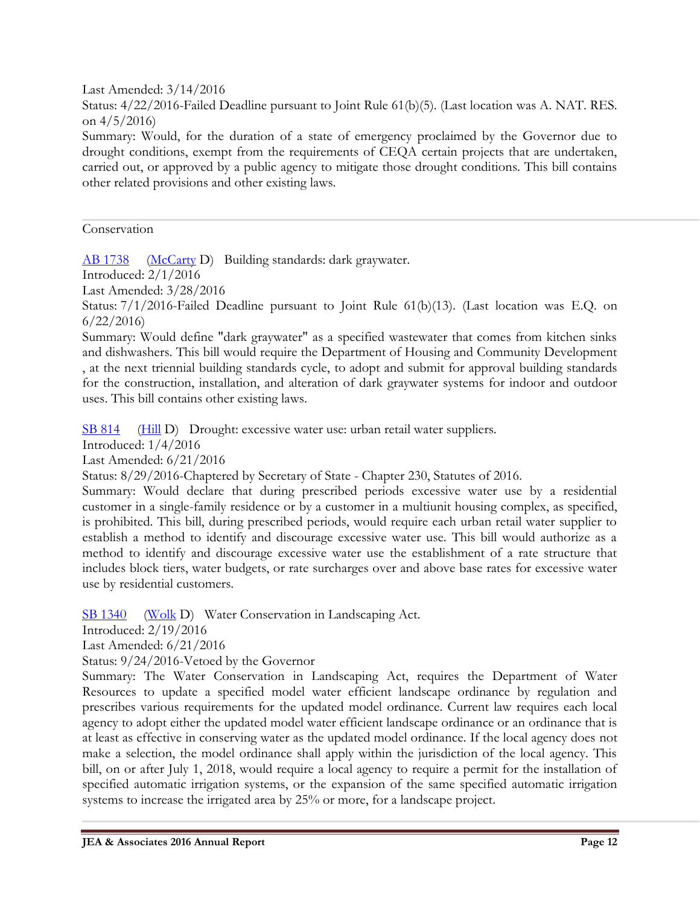Last Amended: 3/14/2016

Status: 4/22/2016-Failed Deadline pursuant to Joint Rule 61(b)(5). (Last location was A. NAT. RES. on 4/5/2016)

Summary: Would, for the duration of a state of emergency proclaimed by the Governor due to drought conditions, exempt from the requirements of CEQA certain projects that are undertaken, carried out, or approved by a public agency to mitigate those drought conditions. This bill contains other related provisions and other existing laws.

---

Conservation

[AB 1738](#) ([McCarty](#) D) Building standards: dark graywater.

Introduced: 2/1/2016

Last Amended: 3/28/2016

Status: 7/1/2016-Failed Deadline pursuant to Joint Rule 61(b)(13). (Last location was E.Q. on 6/22/2016)

Summary: Would define "dark graywater" as a specified wastewater that comes from kitchen sinks and dishwashers. This bill would require the Department of Housing and Community Development , at the next triennial building standards cycle, to adopt and submit for approval building standards for the construction, installation, and alteration of dark graywater systems for indoor and outdoor uses. This bill contains other existing laws.

[SB 814](#) ([Hill](#) D) Drought: excessive water use: urban retail water suppliers.

Introduced: 1/4/2016

Last Amended: 6/21/2016

Status: 8/29/2016-Chaptered by Secretary of State - Chapter 230, Statutes of 2016.

Summary: Would declare that during prescribed periods excessive water use by a residential customer in a single-family residence or by a customer in a multiunit housing complex, as specified, is prohibited. This bill, during prescribed periods, would require each urban retail water supplier to establish a method to identify and discourage excessive water use. This bill would authorize as a method to identify and discourage excessive water use the establishment of a rate structure that includes block tiers, water budgets, or rate surcharges over and above base rates for excessive water use by residential customers.

[SB 1340](#) ([Wolk](#) D) Water Conservation in Landscaping Act.

Introduced: 2/19/2016

Last Amended: 6/21/2016

Status: 9/24/2016-Vetoed by the Governor

Summary: The Water Conservation in Landscaping Act, requires the Department of Water Resources to update a specified model water efficient landscape ordinance by regulation and prescribes various requirements for the updated model ordinance. Current law requires each local agency to adopt either the updated model water efficient landscape ordinance or an ordinance that is at least as effective in conserving water as the updated model ordinance. If the local agency does not make a selection, the model ordinance shall apply within the jurisdiction of the local agency. This bill, on or after July 1, 2018, would require a local agency to require a permit for the installation of specified automatic irrigation systems, or the expansion of the same specified automatic irrigation systems to increase the irrigated area by 25% or more, for a landscape project.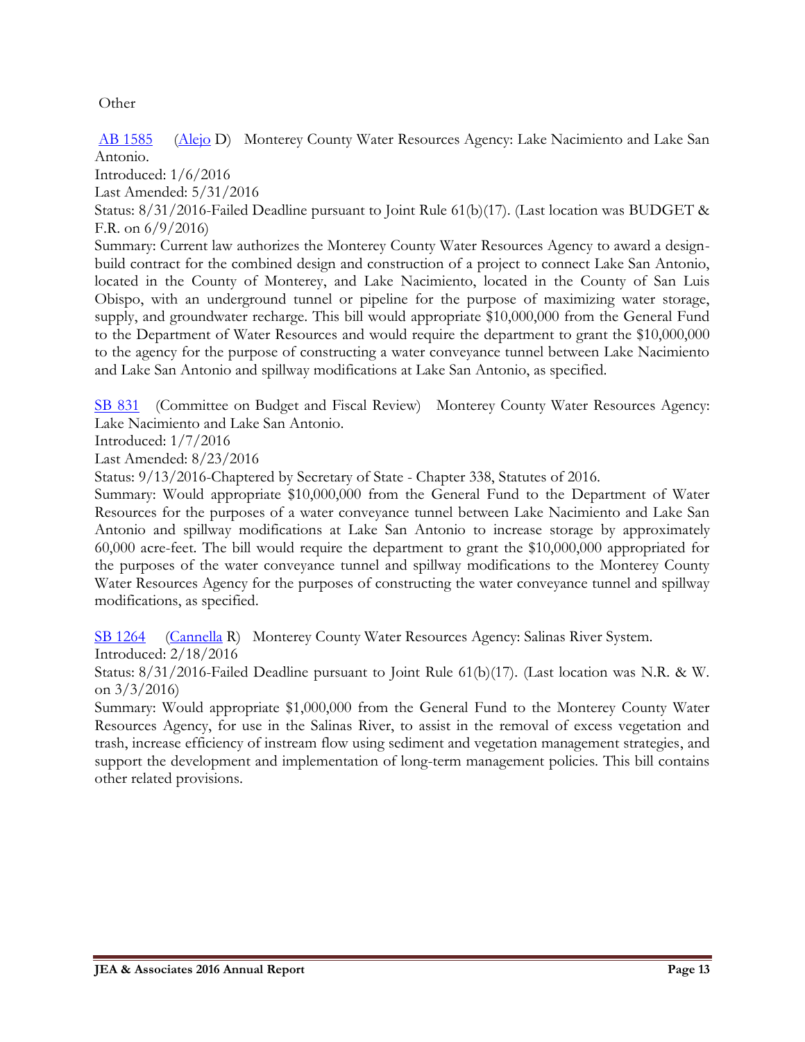Other

[AB 1585](#) ([Alejo](#) D) Monterey County Water Resources Agency: Lake Nacimiento and Lake San Antonio.

Introduced: 1/6/2016

Last Amended: 5/31/2016

Status: 8/31/2016-Failed Deadline pursuant to Joint Rule 61(b)(17). (Last location was BUDGET & F.R. on 6/9/2016)

Summary: Current law authorizes the Monterey County Water Resources Agency to award a design-build contract for the combined design and construction of a project to connect Lake San Antonio, located in the County of Monterey, and Lake Nacimiento, located in the County of San Luis Obispo, with an underground tunnel or pipeline for the purpose of maximizing water storage, supply, and groundwater recharge. This bill would appropriate $10,000,000 from the General Fund to the Department of Water Resources and would require the department to grant the $10,000,000 to the agency for the purpose of constructing a water conveyance tunnel between Lake Nacimiento and Lake San Antonio and spillway modifications at Lake San Antonio, as specified.

[SB 831](#) (Committee on Budget and Fiscal Review) Monterey County Water Resources Agency: Lake Nacimiento and Lake San Antonio.

Introduced: 1/7/2016

Last Amended: 8/23/2016

Status: 9/13/2016-Chaptered by Secretary of State - Chapter 338, Statutes of 2016.

Summary: Would appropriate $10,000,000 from the General Fund to the Department of Water Resources for the purposes of a water conveyance tunnel between Lake Nacimiento and Lake San Antonio and spillway modifications at Lake San Antonio to increase storage by approximately 60,000 acre-feet. The bill would require the department to grant the $10,000,000 appropriated for the purposes of the water conveyance tunnel and spillway modifications to the Monterey County Water Resources Agency for the purposes of constructing the water conveyance tunnel and spillway modifications, as specified.

[SB 1264](#) ([Cannella](#) R) Monterey County Water Resources Agency: Salinas River System.

Introduced: 2/18/2016

Status: 8/31/2016-Failed Deadline pursuant to Joint Rule 61(b)(17). (Last location was N.R. & W. on 3/3/2016)

Summary: Would appropriate $1,000,000 from the General Fund to the Monterey County Water Resources Agency, for use in the Salinas River, to assist in the removal of excess vegetation and trash, increase efficiency of instream flow using sediment and vegetation management strategies, and support the development and implementation of long-term management policies. This bill contains other related provisions.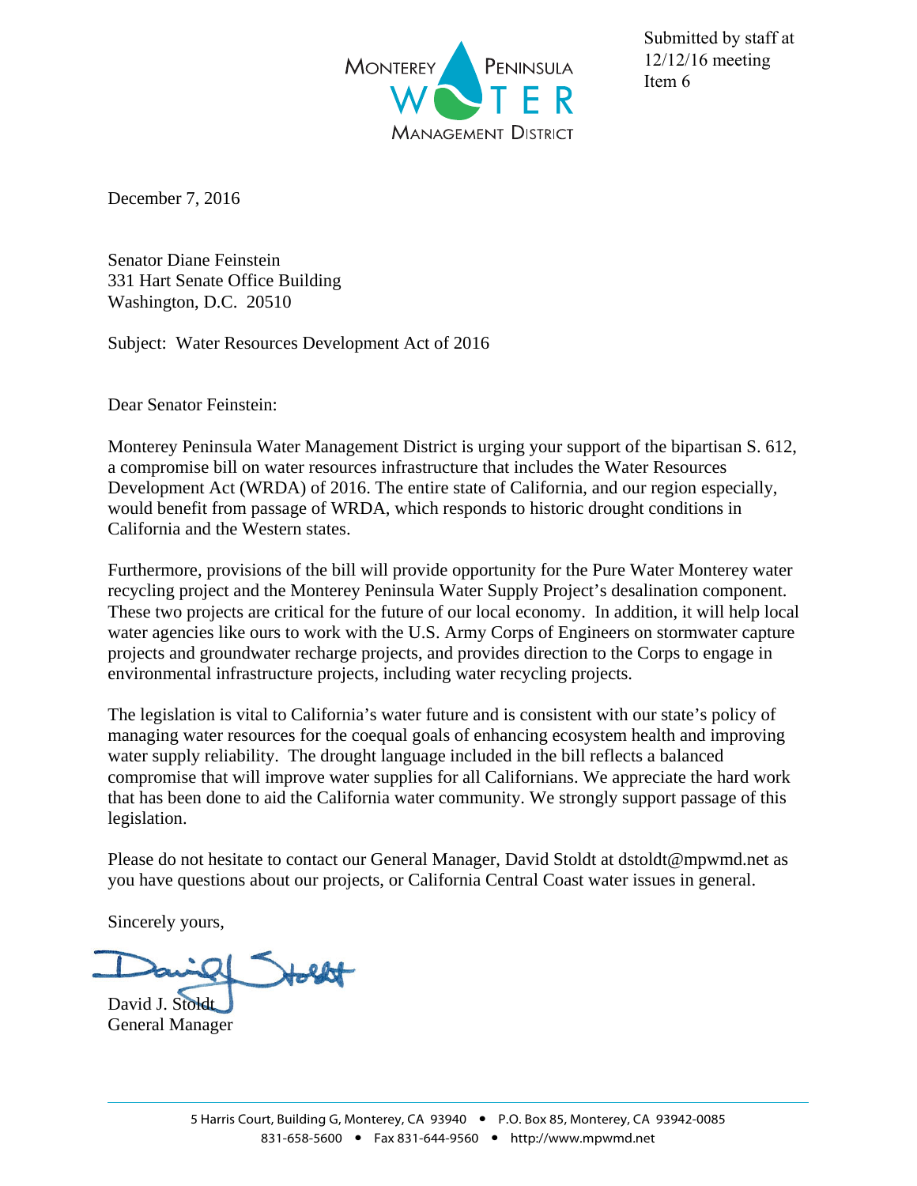Monterey Peninsula Water Management District

Submitted by staff at 12/12/16 meeting
Item 6

December 7, 2016

Senator Diane Feinstein
331 Hart Senate Office Building
Washington, D.C. 20510

Subject: Water Resources Development Act of 2016

Dear Senator Feinstein:

Monterey Peninsula Water Management District is urging your support of the bipartisan S. 612, a compromise bill on water resources infrastructure that includes the Water Resources Development Act (WRDA) of 2016. The entire state of California, and our region especially, would benefit from passage of WRDA, which responds to historic drought conditions in California and the Western states.

Furthermore, provisions of the bill will provide opportunity for the Pure Water Monterey water recycling project and the Monterey Peninsula Water Supply Project's desalination component. These two projects are critical for the future of our local economy. In addition, it will help local water agencies like ours to work with the U.S. Army Corps of Engineers on stormwater capture projects and groundwater recharge projects, and provides direction to the Corps to engage in environmental infrastructure projects, including water recycling projects.

The legislation is vital to California's water future and is consistent with our state's policy of managing water resources for the coequal goals of enhancing ecosystem health and improving water supply reliability. The drought language included in the bill reflects a balanced compromise that will improve water supplies for all Californians. We appreciate the hard work that has been done to aid the California water community. We strongly support passage of this legislation.

Please do not hesitate to contact our General Manager, David Stoldt at dstoldt@mpwmd.net as you have questions about our projects, or California Central Coast water issues in general.

Sincerely yours,

David J. Stoldt
General Manager

5 Harris Court, Building G, Monterey, CA 93940 • P.O. Box 85, Monterey, CA 93942-0085
831-658-5600 • Fax 831-644-9560 • http://www.mpwmd.net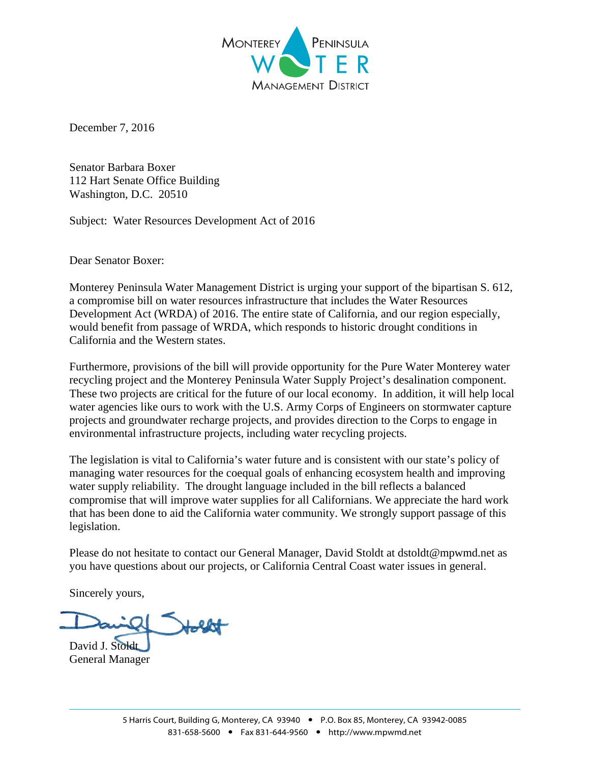MONTEREY PENINSULA
WATER
MANAGEMENT DISTRICT

December 7, 2016

Senator Barbara Boxer
112 Hart Senate Office Building
Washington, D.C. 20510

Subject: Water Resources Development Act of 2016

Dear Senator Boxer:

Monterey Peninsula Water Management District is urging your support of the bipartisan S. 612, a compromise bill on water resources infrastructure that includes the Water Resources Development Act (WRDA) of 2016. The entire state of California, and our region especially, would benefit from passage of WRDA, which responds to historic drought conditions in California and the Western states.

Furthermore, provisions of the bill will provide opportunity for the Pure Water Monterey water recycling project and the Monterey Peninsula Water Supply Project's desalination component. These two projects are critical for the future of our local economy. In addition, it will help local water agencies like ours to work with the U.S. Army Corps of Engineers on stormwater capture projects and groundwater recharge projects, and provides direction to the Corps to engage in environmental infrastructure projects, including water recycling projects.

The legislation is vital to California's water future and is consistent with our state's policy of managing water resources for the coequal goals of enhancing ecosystem health and improving water supply reliability. The drought language included in the bill reflects a balanced compromise that will improve water supplies for all Californians. We appreciate the hard work that has been done to aid the California water community. We strongly support passage of this legislation.

Please do not hesitate to contact our General Manager, David Stoldt at dstoldt@mpwmd.net as you have questions about our projects, or California Central Coast water issues in general.

Sincerely yours,

David J. Stoldt
General Manager

5 Harris Court, Building G, Monterey, CA 93940 • P.O. Box 85, Monterey, CA 93942-0085
831-658-5600 • Fax 831-644-9560 • http://www.mpwmd.net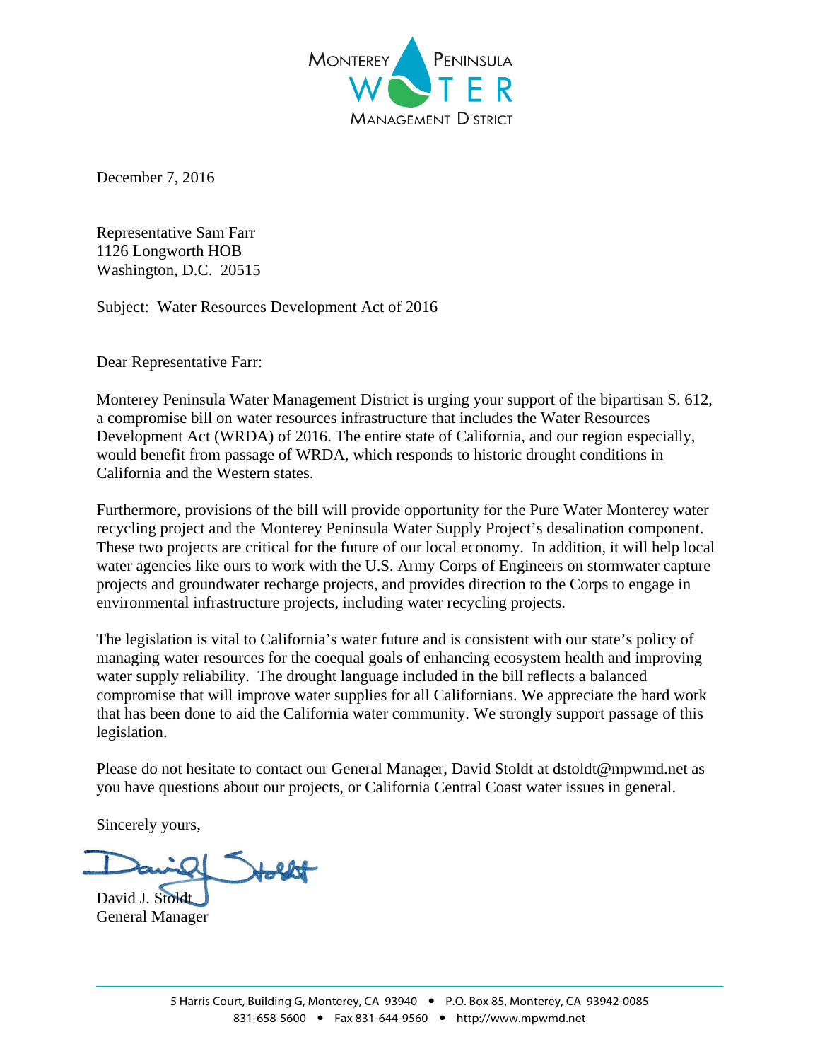MONTEREY PENINSULA WATER MANAGEMENT DISTRICT

December 7, 2016

Representative Sam Farr
1126 Longworth HOB
Washington, D.C. 20515

Subject: Water Resources Development Act of 2016

Dear Representative Farr:

Monterey Peninsula Water Management District is urging your support of the bipartisan S. 612, a compromise bill on water resources infrastructure that includes the Water Resources Development Act (WRDA) of 2016. The entire state of California, and our region especially, would benefit from passage of WRDA, which responds to historic drought conditions in California and the Western states.

Furthermore, provisions of the bill will provide opportunity for the Pure Water Monterey water recycling project and the Monterey Peninsula Water Supply Project's desalination component. These two projects are critical for the future of our local economy. In addition, it will help local water agencies like ours to work with the U.S. Army Corps of Engineers on stormwater capture projects and groundwater recharge projects, and provides direction to the Corps to engage in environmental infrastructure projects, including water recycling projects.

The legislation is vital to California's water future and is consistent with our state's policy of managing water resources for the coequal goals of enhancing ecosystem health and improving water supply reliability. The drought language included in the bill reflects a balanced compromise that will improve water supplies for all Californians. We appreciate the hard work that has been done to aid the California water community. We strongly support passage of this legislation.

Please do not hesitate to contact our General Manager, David Stoldt at dstoldt@mpwmd.net as you have questions about our projects, or California Central Coast water issues in general.

Sincerely yours,

David J. Stoldt
General Manager

5 Harris Court, Building G, Monterey, CA 93940 • P.O. Box 85, Monterey, CA 93942-0085
831-658-5600 • Fax 831-644-9560 • http://www.mpwmd.net